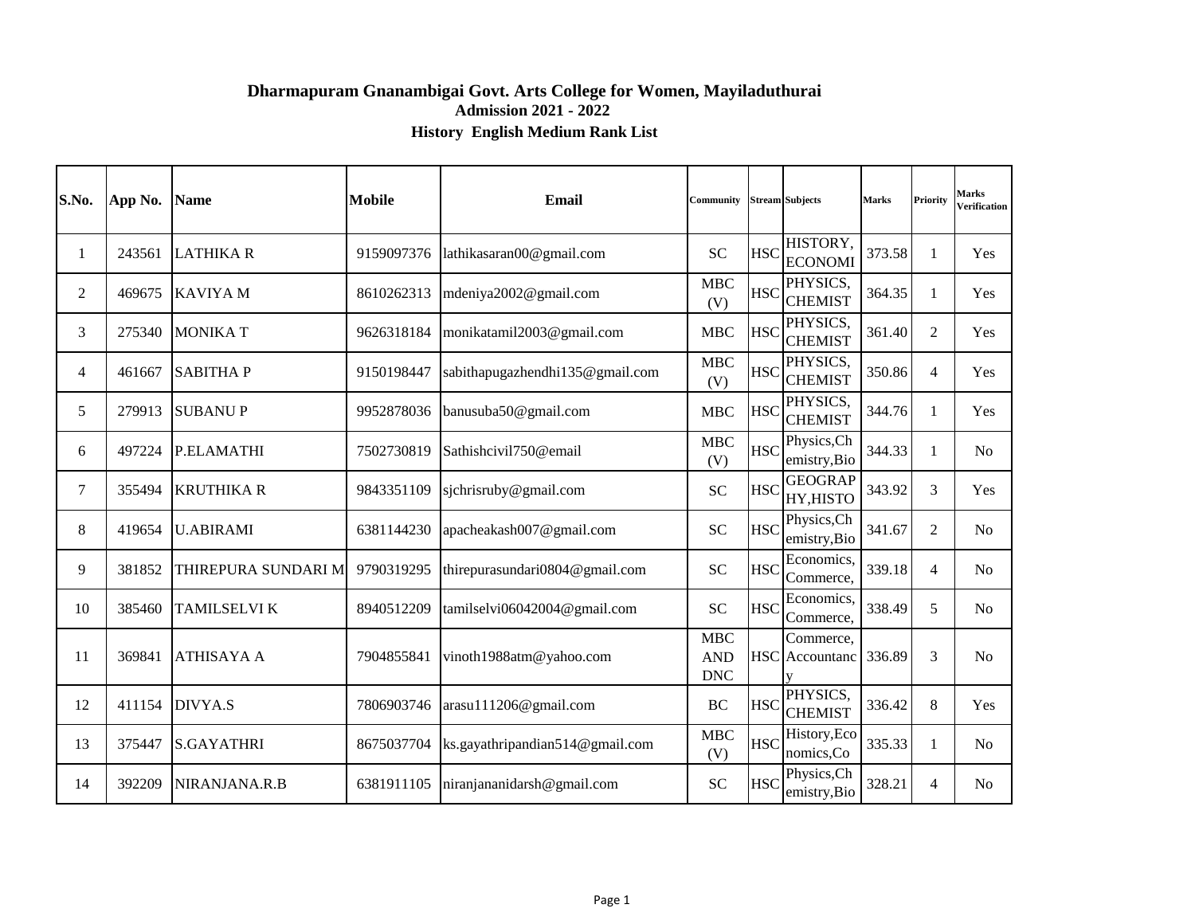## Dharmapuram Gnanambigai Govt. Arts College for Women, Mayiladuthurai

### Admission 2021 - 2022

### History English Medium Rank List

| S.No. | App No. | Name | Mobile | Email | Community | Stream | Subjects | Marks | Priority | Marks Verification |
|---|---|---|---|---|---|---|---|---|---|---|
| 1 | 243561 | LATHIKA R | 9159097376 | lathikasaran00@gmail.com | SC | HSC | HISTORY, ECONOMI | 373.58 | 1 | Yes |
| 2 | 469675 | KAVIYA M | 8610262313 | mdeniya2002@gmail.com | MBC (V) | HSC | PHYSICS, CHEMIST | 364.35 | 1 | Yes |
| 3 | 275340 | MONIKA T | 9626318184 | monikatamil2003@gmail.com | MBC | HSC | PHYSICS, CHEMIST | 361.40 | 2 | Yes |
| 4 | 461667 | SABITHA P | 9150198447 | sabithapugazhendhi135@gmail.com | MBC (V) | HSC | PHYSICS, CHEMIST | 350.86 | 4 | Yes |
| 5 | 279913 | SUBANU P | 9952878036 | banusuba50@gmail.com | MBC | HSC | PHYSICS, CHEMIST | 344.76 | 1 | Yes |
| 6 | 497224 | P.ELAMATHI | 7502730819 | Sathishcivil750@email | MBC (V) | HSC | Physics,Chemistry,Bio | 344.33 | 1 | No |
| 7 | 355494 | KRUTHIKA R | 9843351109 | sjchrisruby@gmail.com | SC | HSC | GEOGRAPHY,HISTO | 343.92 | 3 | Yes |
| 8 | 419654 | U.ABIRAMI | 6381144230 | apacheakash007@gmail.com | SC | HSC | Physics,Chemistry,Bio | 341.67 | 2 | No |
| 9 | 381852 | THIREPURA SUNDARI M | 9790319295 | thirepurasundari0804@gmail.com | SC | HSC | Economics, Commerce, | 339.18 | 4 | No |
| 10 | 385460 | TAMILSELVI K | 8940512209 | tamilselvi06042004@gmail.com | SC | HSC | Economics, Commerce, | 338.49 | 5 | No |
| 11 | 369841 | ATHISAYA A | 7904855841 | vinoth1988atm@yahoo.com | MBC AND DNC | HSC | Commerce, Accountancy | 336.89 | 3 | No |
| 12 | 411154 | DIVYA.S | 7806903746 | arasu111206@gmail.com | BC | HSC | PHYSICS, CHEMIST | 336.42 | 8 | Yes |
| 13 | 375447 | S.GAYATHRI | 8675037704 | ks.gayathripandian514@gmail.com | MBC (V) | HSC | History,Economics,Co | 335.33 | 1 | No |
| 14 | 392209 | NIRANJANA.R.B | 6381911105 | niranjananidarsh@gmail.com | SC | HSC | Physics,Chemistry,Bio | 328.21 | 4 | No |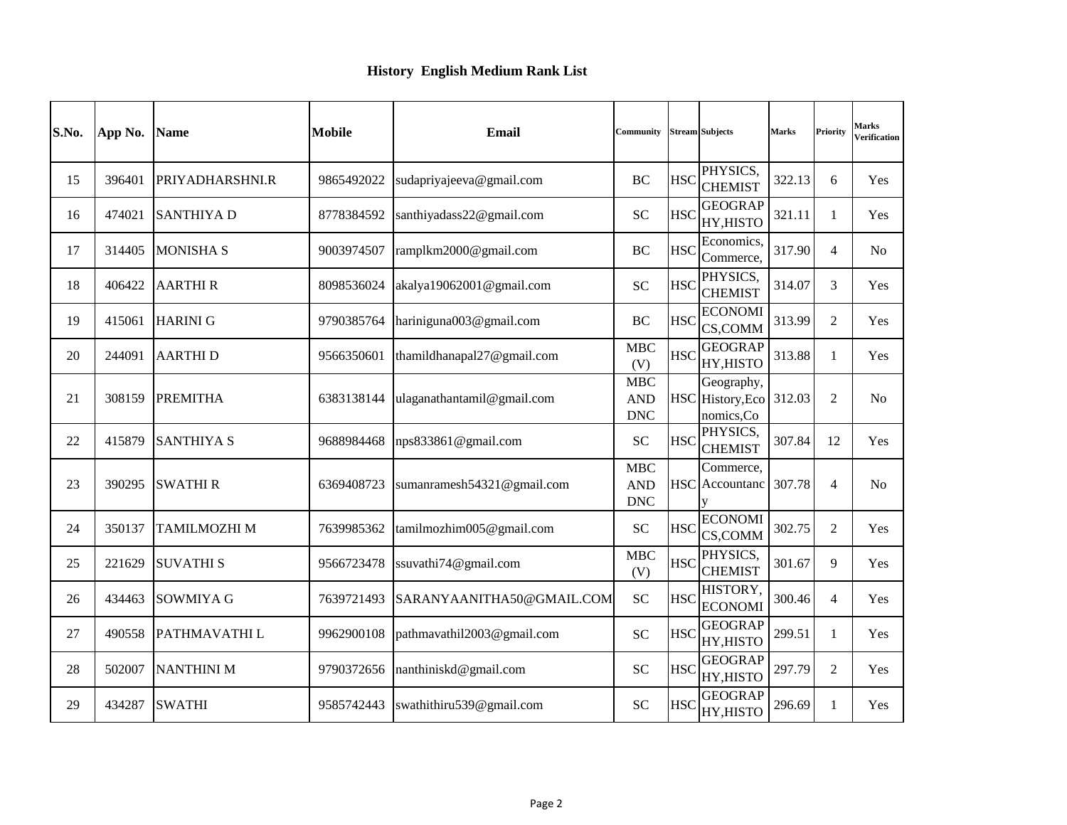## History English Medium Rank List

| S.No. | App No. | Name | Mobile | Email | Community | Stream | Subjects | Marks | Priority | Marks Verification |
|---|---|---|---|---|---|---|---|---|---|---|
| 15 | 396401 | PRIYADHARSHNI.R | 9865492022 | sudapriyajeeva@gmail.com | BC | HSC | PHYSICS, CHEMIST | 322.13 | 6 | Yes |
| 16 | 474021 | SANTHIYA D | 8778384592 | santhiyadass22@gmail.com | SC | HSC | GEOGRAP HY,HISTO | 321.11 | 1 | Yes |
| 17 | 314405 | MONISHA S | 9003974507 | ramplkm2000@gmail.com | BC | HSC | Economics, Commerce, | 317.90 | 4 | No |
| 18 | 406422 | AARTHI R | 8098536024 | akalya19062001@gmail.com | SC | HSC | PHYSICS, CHEMIST | 314.07 | 3 | Yes |
| 19 | 415061 | HARINI G | 9790385764 | hariniguna003@gmail.com | BC | HSC | ECONOMI CS,COMM | 313.99 | 2 | Yes |
| 20 | 244091 | AARTHI D | 9566350601 | thamildhanapal27@gmail.com | MBC (V) | HSC | GEOGRAP HY,HISTO | 313.88 | 1 | Yes |
| 21 | 308159 | PREMITHA | 6383138144 | ulaganathantamil@gmail.com | MBC AND DNC | HSC | Geography, History,Eco nomics,Co | 312.03 | 2 | No |
| 22 | 415879 | SANTHIYA S | 9688984468 | nps833861@gmail.com | SC | HSC | PHYSICS, CHEMIST | 307.84 | 12 | Yes |
| 23 | 390295 | SWATHI R | 6369408723 | sumanramesh54321@gmail.com | MBC AND DNC | HSC | Commerce, Accountanc y | 307.78 | 4 | No |
| 24 | 350137 | TAMILMOZHI M | 7639985362 | tamilmozhim005@gmail.com | SC | HSC | ECONOMI CS,COMM | 302.75 | 2 | Yes |
| 25 | 221629 | SUVATHI S | 9566723478 | ssuvathi74@gmail.com | MBC (V) | HSC | PHYSICS, CHEMIST | 301.67 | 9 | Yes |
| 26 | 434463 | SOWMIYA G | 7639721493 | SARANYAANITHA50@GMAIL.COM | SC | HSC | HISTORY, ECONOMI | 300.46 | 4 | Yes |
| 27 | 490558 | PATHMAVATHI L | 9962900108 | pathmavathil2003@gmail.com | SC | HSC | GEOGRAP HY,HISTO | 299.51 | 1 | Yes |
| 28 | 502007 | NANTHINI M | 9790372656 | nanthiniskd@gmail.com | SC | HSC | GEOGRAP HY,HISTO | 297.79 | 2 | Yes |
| 29 | 434287 | SWATHI | 9585742443 | swathithiru539@gmail.com | SC | HSC | GEOGRAP HY,HISTO | 296.69 | 1 | Yes |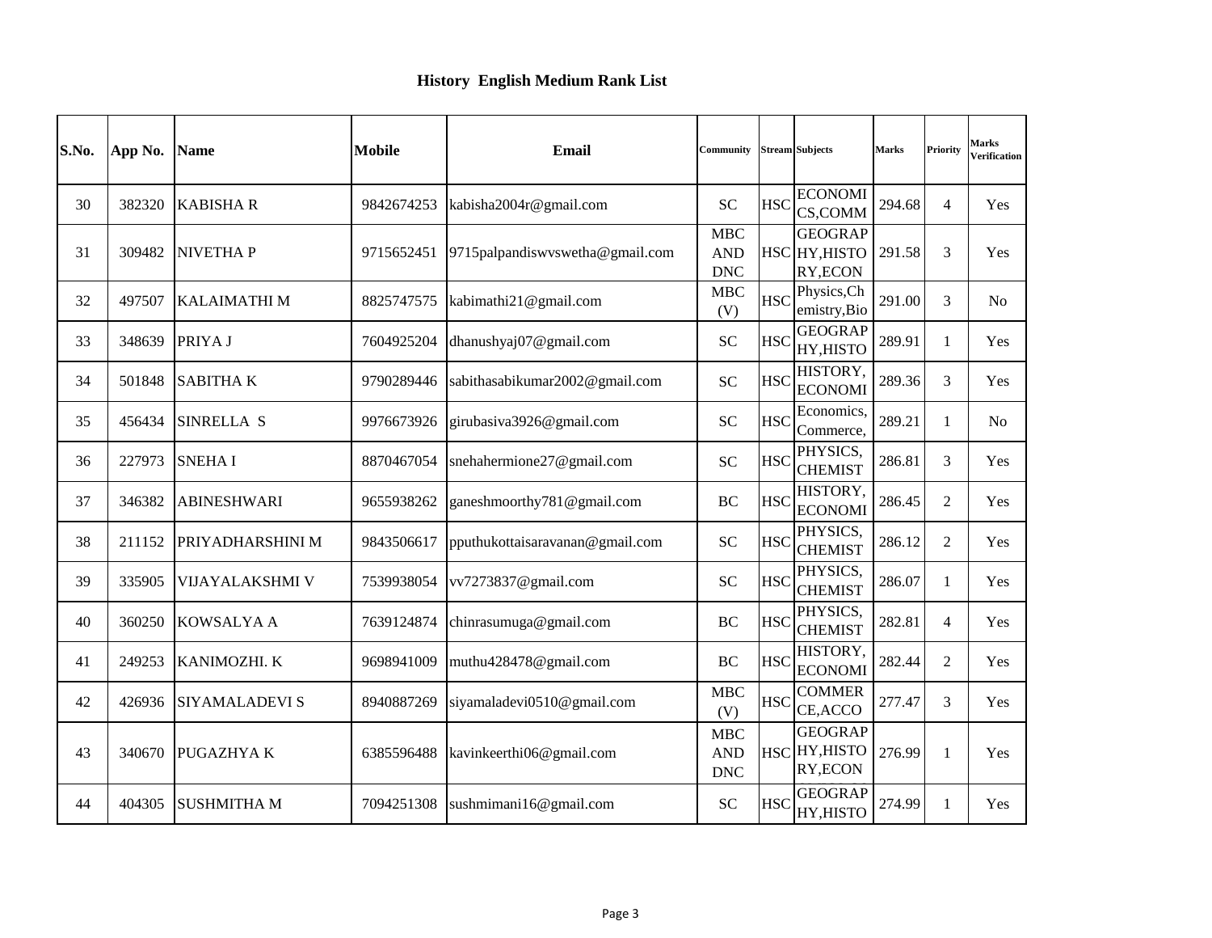# History English Medium Rank List

| S.No. | App No. | Name | Mobile | Email | Community | Stream | Subjects | Marks | Priority | Marks Verification |
|---|---|---|---|---|---|---|---|---|---|---|
| 30 | 382320 | KABISHA R | 9842674253 | kabisha2004r@gmail.com | SC | HSC | ECONOMICS,COMM | 294.68 | 4 | Yes |
| 31 | 309482 | NIVETHA P | 9715652451 | 9715palpandiswvswetha@gmail.com | MBC AND DNC | HSC | GEOGRAPHY,HISTORY,ECON | 291.58 | 3 | Yes |
| 32 | 497507 | KALAIMATHI M | 8825747575 | kabimathi21@gmail.com | MBC (V) | HSC | Physics,Chemistry,Bio | 291.00 | 3 | No |
| 33 | 348639 | PRIYA J | 7604925204 | dhanushyaj07@gmail.com | SC | HSC | GEOGRAPHY,HISTO | 289.91 | 1 | Yes |
| 34 | 501848 | SABITHA K | 9790289446 | sabithasabikumar2002@gmail.com | SC | HSC | HISTORY, ECONOMI | 289.36 | 3 | Yes |
| 35 | 456434 | SINRELLA S | 9976673926 | girubasiva3926@gmail.com | SC | HSC | Economics, Commerce, | 289.21 | 1 | No |
| 36 | 227973 | SNEHA I | 8870467054 | snehahermione27@gmail.com | SC | HSC | PHYSICS, CHEMIST | 286.81 | 3 | Yes |
| 37 | 346382 | ABINESHWARI | 9655938262 | ganeshmoorthy781@gmail.com | BC | HSC | HISTORY, ECONOMI | 286.45 | 2 | Yes |
| 38 | 211152 | PRIYADHARSHINI M | 9843506617 | pputhukottaisaravanan@gmail.com | SC | HSC | PHYSICS, CHEMIST | 286.12 | 2 | Yes |
| 39 | 335905 | VIJAYALAKSHMI V | 7539938054 | vv7273837@gmail.com | SC | HSC | PHYSICS, CHEMIST | 286.07 | 1 | Yes |
| 40 | 360250 | KOWSALYA A | 7639124874 | chinrasumuga@gmail.com | BC | HSC | PHYSICS, CHEMIST | 282.81 | 4 | Yes |
| 41 | 249253 | KANIMOZHI. K | 9698941009 | muthu428478@gmail.com | BC | HSC | HISTORY, ECONOMI | 282.44 | 2 | Yes |
| 42 | 426936 | SIYAMALADEVI S | 8940887269 | siyamaladevi0510@gmail.com | MBC (V) | HSC | COMMERCE,ACCO | 277.47 | 3 | Yes |
| 43 | 340670 | PUGAZHYA K | 6385596488 | kavinkeerthi06@gmail.com | MBC AND DNC | HSC | GEOGRAPHY,HISTORY,ECON | 276.99 | 1 | Yes |
| 44 | 404305 | SUSHMITHA M | 7094251308 | sushmimani16@gmail.com | SC | HSC | GEOGRAPHY,HISTO | 274.99 | 1 | Yes |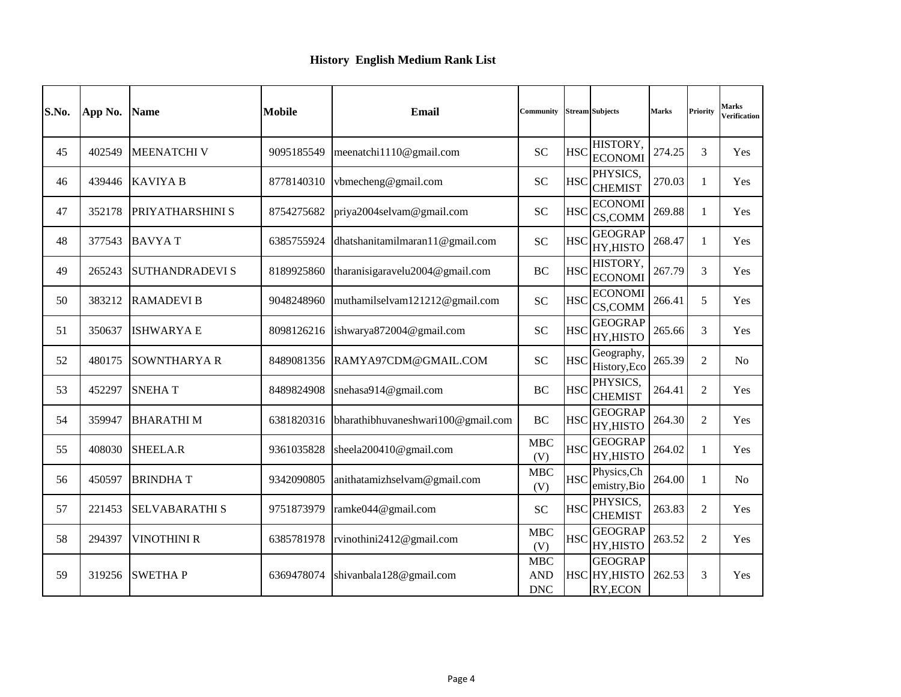## History English Medium Rank List

| S.No. | App No. | Name | Mobile | Email | Community | Stream | Subjects | Marks | Priority | Marks Verification |
|---|---|---|---|---|---|---|---|---|---|---|
| 45 | 402549 | MEENATCHI V | 9095185549 | meenatchi1110@gmail.com | SC | HSC | HISTORY, ECONOMI | 274.25 | 3 | Yes |
| 46 | 439446 | KAVIYA B | 8778140310 | vbmecheng@gmail.com | SC | HSC | PHYSICS, CHEMIST | 270.03 | 1 | Yes |
| 47 | 352178 | PRIYATHARSHINI S | 8754275682 | priya2004selvam@gmail.com | SC | HSC | ECONOMI CS,COMM | 269.88 | 1 | Yes |
| 48 | 377543 | BAVYA T | 6385755924 | dhatshanitamilmaran11@gmail.com | SC | HSC | GEOGRAP HY,HISTO | 268.47 | 1 | Yes |
| 49 | 265243 | SUTHANDRADEVI S | 8189925860 | tharanisigaravelu2004@gmail.com | BC | HSC | HISTORY, ECONOMI | 267.79 | 3 | Yes |
| 50 | 383212 | RAMADEVI B | 9048248960 | muthamilselvam121212@gmail.com | SC | HSC | ECONOMI CS,COMM | 266.41 | 5 | Yes |
| 51 | 350637 | ISHWARYA E | 8098126216 | ishwarya872004@gmail.com | SC | HSC | GEOGRAP HY,HISTO | 265.66 | 3 | Yes |
| 52 | 480175 | SOWNTHARYA R | 8489081356 | RAMYA97CDM@GMAIL.COM | SC | HSC | Geography, History,Eco | 265.39 | 2 | No |
| 53 | 452297 | SNEHA T | 8489824908 | snehasa914@gmail.com | BC | HSC | PHYSICS, CHEMIST | 264.41 | 2 | Yes |
| 54 | 359947 | BHARATHI M | 6381820316 | bharathibhuvaneshwari100@gmail.com | BC | HSC | GEOGRAP HY,HISTO | 264.30 | 2 | Yes |
| 55 | 408030 | SHEELA.R | 9361035828 | sheela200410@gmail.com | MBC (V) | HSC | GEOGRAP HY,HISTO | 264.02 | 1 | Yes |
| 56 | 450597 | BRINDHA T | 9342090805 | anithatamizhselvam@gmail.com | MBC (V) | HSC | Physics,Ch emistry,Bio | 264.00 | 1 | No |
| 57 | 221453 | SELVABARATHI S | 9751873979 | ramke044@gmail.com | SC | HSC | PHYSICS, CHEMIST | 263.83 | 2 | Yes |
| 58 | 294397 | VINOTHINI R | 6385781978 | rvinothini2412@gmail.com | MBC (V) | HSC | GEOGRAP HY,HISTO | 263.52 | 2 | Yes |
| 59 | 319256 | SWETHA P | 6369478074 | shivanbala128@gmail.com | MBC AND DNC | HSC | GEOGRAP HY,HISTO RY,ECON | 262.53 | 3 | Yes |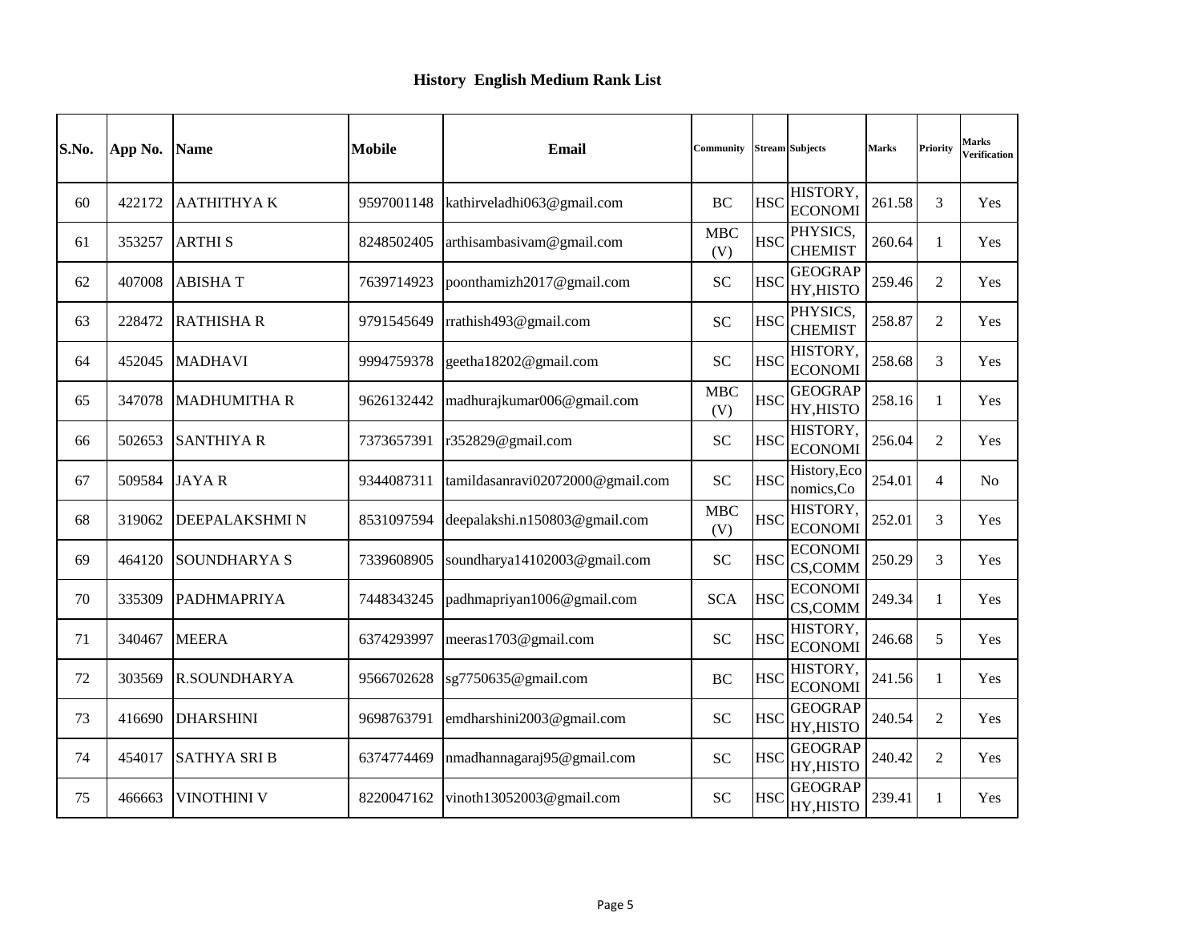## History English Medium Rank List

| S.No. | App No. | Name | Mobile | Email | Community | Stream | Subjects | Marks | Priority | Marks Verification |
|---|---|---|---|---|---|---|---|---|---|---|
| 60 | 422172 | AATHITHYA K | 9597001148 | kathirveladhi063@gmail.com | BC | HSC | HISTORY, ECONOMI | 261.58 | 3 | Yes |
| 61 | 353257 | ARTHI S | 8248502405 | arthisambasivam@gmail.com | MBC (V) | HSC | PHYSICS, CHEMIST | 260.64 | 1 | Yes |
| 62 | 407008 | ABISHA T | 7639714923 | poonthamizh2017@gmail.com | SC | HSC | GEOGRAP HY,HISTO | 259.46 | 2 | Yes |
| 63 | 228472 | RATHISHA R | 9791545649 | rrathish493@gmail.com | SC | HSC | PHYSICS, CHEMIST | 258.87 | 2 | Yes |
| 64 | 452045 | MADHAVI | 9994759378 | geetha18202@gmail.com | SC | HSC | HISTORY, ECONOMI | 258.68 | 3 | Yes |
| 65 | 347078 | MADHUMITHA R | 9626132442 | madhurajkumar006@gmail.com | MBC (V) | HSC | GEOGRAP HY,HISTO | 258.16 | 1 | Yes |
| 66 | 502653 | SANTHIYA R | 7373657391 | r352829@gmail.com | SC | HSC | HISTORY, ECONOMI | 256.04 | 2 | Yes |
| 67 | 509584 | JAYA R | 9344087311 | tamildasanravi02072000@gmail.com | SC | HSC | History,Eco nomics,Co | 254.01 | 4 | No |
| 68 | 319062 | DEEPALAKSHMI N | 8531097594 | deepalakshi.n150803@gmail.com | MBC (V) | HSC | HISTORY, ECONOMI | 252.01 | 3 | Yes |
| 69 | 464120 | SOUNDHARYA S | 7339608905 | soundharya14102003@gmail.com | SC | HSC | ECONOMI CS,COMM | 250.29 | 3 | Yes |
| 70 | 335309 | PADHMAPRIYA | 7448343245 | padhmapriyan1006@gmail.com | SCA | HSC | ECONOMI CS,COMM | 249.34 | 1 | Yes |
| 71 | 340467 | MEERA | 6374293997 | meeras1703@gmail.com | SC | HSC | HISTORY, ECONOMI | 246.68 | 5 | Yes |
| 72 | 303569 | R.SOUNDHARYA | 9566702628 | sg7750635@gmail.com | BC | HSC | HISTORY, ECONOMI | 241.56 | 1 | Yes |
| 73 | 416690 | DHARSHINI | 9698763791 | emdharshini2003@gmail.com | SC | HSC | GEOGRAP HY,HISTO | 240.54 | 2 | Yes |
| 74 | 454017 | SATHYA SRI B | 6374774469 | nmadhannagaraj95@gmail.com | SC | HSC | GEOGRAP HY,HISTO | 240.42 | 2 | Yes |
| 75 | 466663 | VINOTHINI V | 8220047162 | vinoth13052003@gmail.com | SC | HSC | GEOGRAP HY,HISTO | 239.41 | 1 | Yes |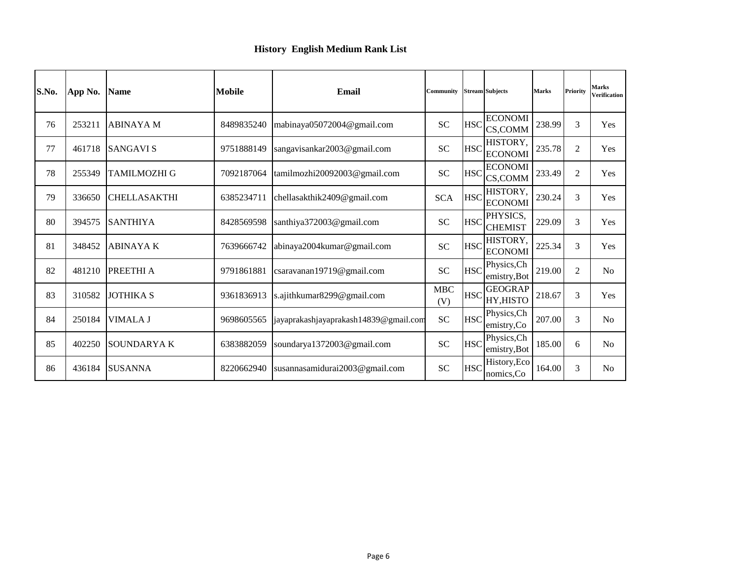## History English Medium Rank List

| S.No. | App No. | Name | Mobile | Email | Community | Stream | Subjects | Marks | Priority | Marks Verification |
|---|---|---|---|---|---|---|---|---|---|---|
| 76 | 253211 | ABINAYA M | 8489835240 | mabinaya05072004@gmail.com | SC | HSC | ECONOMICS,COMM | 238.99 | 3 | Yes |
| 77 | 461718 | SANGAVI S | 9751888149 | sangavisankar2003@gmail.com | SC | HSC | HISTORY, ECONOMI | 235.78 | 2 | Yes |
| 78 | 255349 | TAMILMOZHI G | 7092187064 | tamilmozhi20092003@gmail.com | SC | HSC | ECONOMICS,COMM | 233.49 | 2 | Yes |
| 79 | 336650 | CHELLASAKTHI | 6385234711 | chellasakthik2409@gmail.com | SCA | HSC | HISTORY, ECONOMI | 230.24 | 3 | Yes |
| 80 | 394575 | SANTHIYA | 8428569598 | santhiya372003@gmail.com | SC | HSC | PHYSICS, CHEMIST | 229.09 | 3 | Yes |
| 81 | 348452 | ABINAYA K | 7639666742 | abinaya2004kumar@gmail.com | SC | HSC | HISTORY, ECONOMI | 225.34 | 3 | Yes |
| 82 | 481210 | PREETHI A | 9791861881 | csaravanan19719@gmail.com | SC | HSC | Physics,Chemistry,Bot | 219.00 | 2 | No |
| 83 | 310582 | JOTHIKA S | 9361836913 | s.ajithkumar8299@gmail.com | MBC (V) | HSC | GEOGRAPHY,HISTO | 218.67 | 3 | Yes |
| 84 | 250184 | VIMALA J | 9698605565 | jayaprakashjayaprakash14839@gmail.com | SC | HSC | Physics,Chemistry,Co | 207.00 | 3 | No |
| 85 | 402250 | SOUNDARYA K | 6383882059 | soundarya1372003@gmail.com | SC | HSC | Physics,Chemistry,Bot | 185.00 | 6 | No |
| 86 | 436184 | SUSANNA | 8220662940 | susannasamidurai2003@gmail.com | SC | HSC | History,Economics,Co | 164.00 | 3 | No |